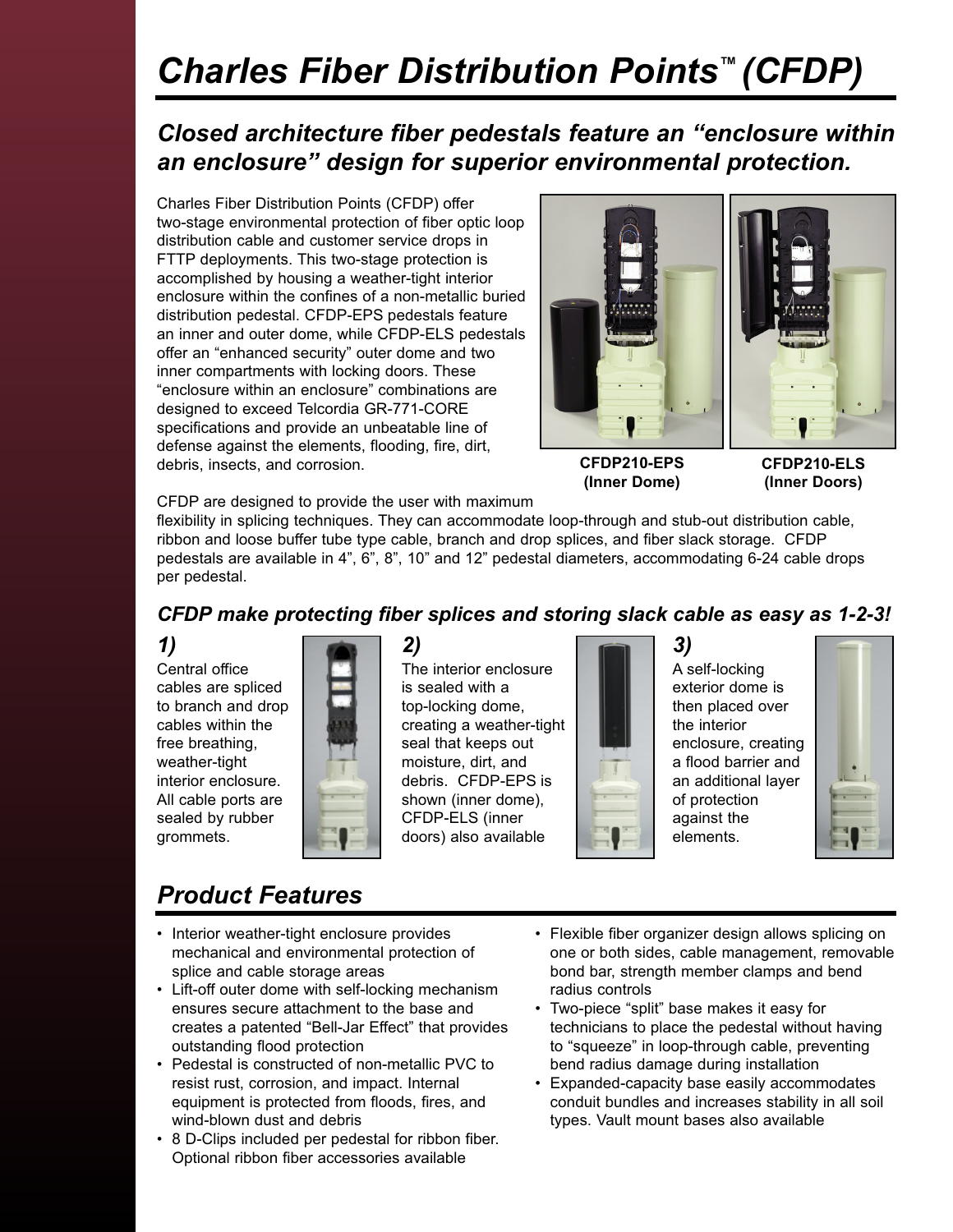# Charles Fiber Distribution Points™ (CFDP)

## *Closed architecture fiber pedestals feature an "enclosure within an enclosure" design for superior environmental protection.*

Charles Fiber Distribution Points (CFDP) offer two-stage environmental protection of fiber optic loop distribution cable and customer service drops in FTTP deployments. This two-stage protection is accomplished by housing a weather-tight interior enclosure within the confines of a non-metallic buried distribution pedestal. CFDP-EPS pedestals feature an inner and outer dome, while CFDP-ELS pedestals offer an "enhanced security" outer dome and two inner compartments with locking doors. These "enclosure within an enclosure" combinations are designed to exceed Telcordia GR-771-CORE specifications and provide an unbeatable line of defense against the elements, flooding, fire, dirt, debris, insects, and corrosion.

**CFDP210-EPS (Inner Dome)**

**CFDP210-ELS (Inner Doors)**

CFDP are designed to provide the user with maximum flexibility in splicing techniques. They can accommodate loop-through and stub-out distribution cable, ribbon and loose buffer tube type cable, branch and drop splices, and fiber slack storage. CFDP pedestals are available in 4", 6", 8", 10" and 12" pedestal diameters, accommodating 6-24 cable drops per pedestal.

### *CFDP make protecting fiber splices and storing slack cable as easy as 1-2-3!*

***1)***

Central office cables are spliced to branch and drop cables within the free breathing, weather-tight interior enclosure. All cable ports are sealed by rubber grommets.

***2)***

The interior enclosure is sealed with a top-locking dome, creating a weather-tight seal that keeps out moisture, dirt, and debris. CFDP-EPS is shown (inner dome), CFDP-ELS (inner doors) also available

***3)***

A self-locking exterior dome is then placed over the interior enclosure, creating a flood barrier and an additional layer of protection against the elements.

## *Product Features*

- Interior weather-tight enclosure provides mechanical and environmental protection of splice and cable storage areas
- Lift-off outer dome with self-locking mechanism ensures secure attachment to the base and creates a patented "Bell-Jar Effect" that provides outstanding flood protection
- Pedestal is constructed of non-metallic PVC to resist rust, corrosion, and impact. Internal equipment is protected from floods, fires, and wind-blown dust and debris
- 8 D-Clips included per pedestal for ribbon fiber. Optional ribbon fiber accessories available
- Flexible fiber organizer design allows splicing on one or both sides, cable management, removable bond bar, strength member clamps and bend radius controls
- Two-piece "split" base makes it easy for technicians to place the pedestal without having to "squeeze" in loop-through cable, preventing bend radius damage during installation
- Expanded-capacity base easily accommodates conduit bundles and increases stability in all soil types. Vault mount bases also available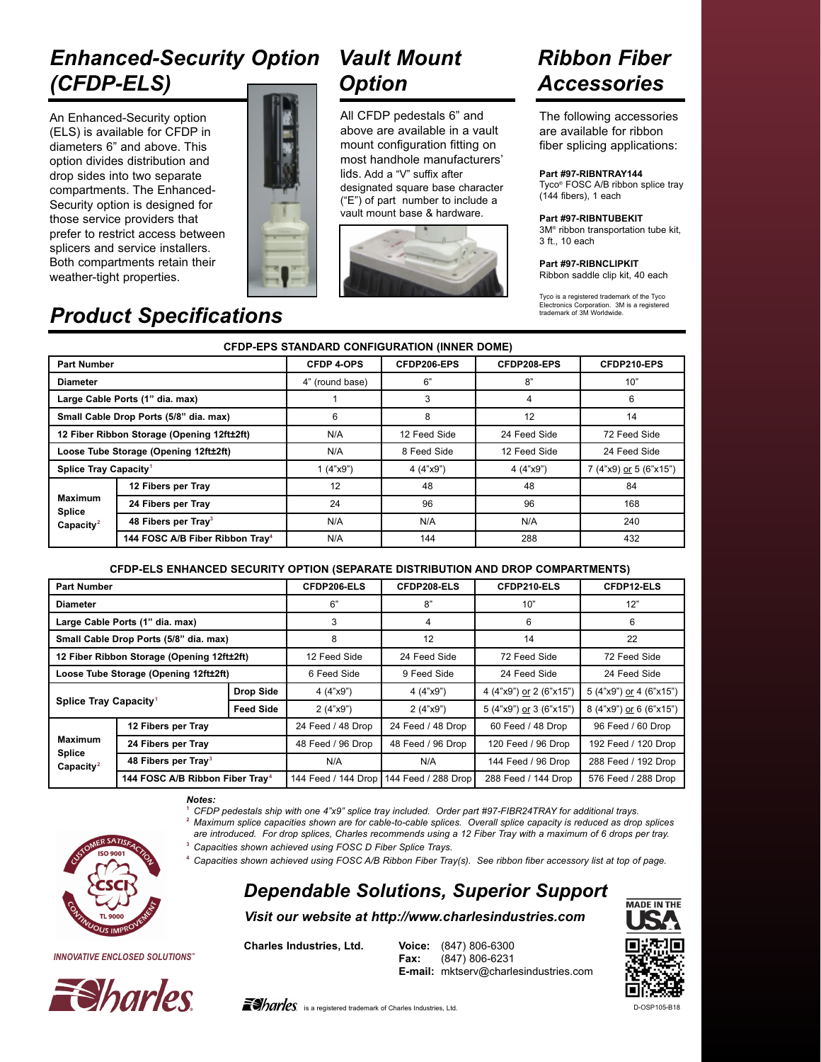## Enhanced-Security Option (CFDP-ELS)

An Enhanced-Security option (ELS) is available for CFDP in diameters 6" and above. This option divides distribution and drop sides into two separate compartments. The Enhanced-Security option is designed for those service providers that prefer to restrict access between splicers and service installers. Both compartments retain their weather-tight properties.

## Vault Mount Option

All CFDP pedestals 6" and above are available in a vault mount configuration fitting on most handhole manufacturers' lids. Add a "V" suffix after designated square base character ("E") of part number to include a vault mount base & hardware.

## Ribbon Fiber Accessories

The following accessories are available for ribbon fiber splicing applications:

**Part #97-RIBNTRAY144**
Tyco® FOSC A/B ribbon splice tray (144 fibers), 1 each

**Part #97-RIBNTUBEKIT**
3M® ribbon transportation tube kit, 3 ft., 10 each

**Part #97-RIBNCLIPKIT**
Ribbon saddle clip kit, 40 each

Tyco is a registered trademark of the Tyco Electronics Corporation. 3M is a registered trademark of 3M Worldwide.

## Product Specifications

**CFDP-EPS STANDARD CONFIGURATION (INNER DOME)**

| Part Number | | CFDP 4-OPS | CFDP206-EPS | CFDP208-EPS | CFDP210-EPS |
|---|---|---|---|---|---|
| Diameter | | 4" (round base) | 6" | 8" | 10" |
| Large Cable Ports (1" dia. max) | | 1 | 3 | 4 | 6 |
| Small Cable Drop Ports (5/8" dia. max) | | 6 | 8 | 12 | 14 |
| 12 Fiber Ribbon Storage (Opening 12ft±2ft) | | N/A | 12 Feed Side | 24 Feed Side | 72 Feed Side |
| Loose Tube Storage (Opening 12ft±2ft) | | N/A | 8 Feed Side | 12 Feed Side | 24 Feed Side |
| Splice Tray Capacity[1] | | 1 (4"x9") | 4 (4"x9") | 4 (4"x9") | 7 (4"x9") or 5 (6"x15") |
| Maximum Splice Capacity[2] | 12 Fibers per Tray | 12 | 48 | 48 | 84 |
| | 24 Fibers per Tray | 24 | 96 | 96 | 168 |
| | 48 Fibers per Tray[3] | N/A | N/A | N/A | 240 |
| | 144 FOSC A/B Fiber Ribbon Tray[4] | N/A | 144 | 288 | 432 |

**CFDP-ELS ENHANCED SECURITY OPTION (SEPARATE DISTRIBUTION AND DROP COMPARTMENTS)**

| Part Number | | CFDP206-ELS | CFDP208-ELS | CFDP210-ELS | CFDP12-ELS |
|---|---|---|---|---|---|
| Diameter | | 6" | 8" | 10" | 12" |
| Large Cable Ports (1" dia. max) | | 3 | 4 | 6 | 6 |
| Small Cable Drop Ports (5/8" dia. max) | | 8 | 12 | 14 | 22 |
| 12 Fiber Ribbon Storage (Opening 12ft±2ft) | | 12 Feed Side | 24 Feed Side | 72 Feed Side | 72 Feed Side |
| Loose Tube Storage (Opening 12ft±2ft) | | 6 Feed Side | 9 Feed Side | 24 Feed Side | 24 Feed Side |
| Splice Tray Capacity[1] | Drop Side | 4 (4"x9") | 4 (4"x9") | 4 (4"x9") or 2 (6"x15") | 5 (4"x9") or 4 (6"x15") |
| | Feed Side | 2 (4"x9") | 2 (4"x9") | 5 (4"x9") or 3 (6"x15") | 8 (4"x9") or 6 (6"x15") |
| Maximum Splice Capacity[2] | 12 Fibers per Tray | 24 Feed / 48 Drop | 24 Feed / 48 Drop | 60 Feed / 48 Drop | 96 Feed / 60 Drop |
| | 24 Fibers per Tray | 48 Feed / 96 Drop | 48 Feed / 96 Drop | 120 Feed / 96 Drop | 192 Feed / 120 Drop |
| | 48 Fibers per Tray[3] | N/A | N/A | 144 Feed / 96 Drop | 288 Feed / 192 Drop |
| | 144 FOSC A/B Ribbon Fiber Tray[4] | 144 Feed / 144 Drop | 144 Feed / 288 Drop | 288 Feed / 144 Drop | 576 Feed / 288 Drop |

***Notes:***

1. *CFDP pedestals ship with one 4"x9" splice tray included. Order part #97-FIBR24TRAY for additional trays.*
2. *Maximum splice capacities shown are for cable-to-cable splices. Overall splice capacity is reduced as drop splices are introduced. For drop splices, Charles recommends using a 12 Fiber Tray with a maximum of 6 drops per tray.*
3. *Capacities shown achieved using FOSC D Fiber Splice Trays.*
4. *Capacities shown achieved using FOSC A/B Ribbon Fiber Tray(s). See ribbon fiber accessory list at top of page.*

CUSTOMER SATISFACTION ISO 9001 CSCI TL 9000 CONTINUOUS IMPROVEMENT

*INNOVATIVE ENCLOSED SOLUTIONS™*

Charles

## *Dependable Solutions, Superior Support*

***Visit our website at http://www.charlesindustries.com***

**Charles Industries, Ltd.**

**Voice:** (847) 806-6300
**Fax:** (847) 806-6231
**E-mail:** mktserv@charlesindustries.com

MADE IN THE USA

Charles is a registered trademark of Charles Industries, Ltd.

D-OSP105-B18